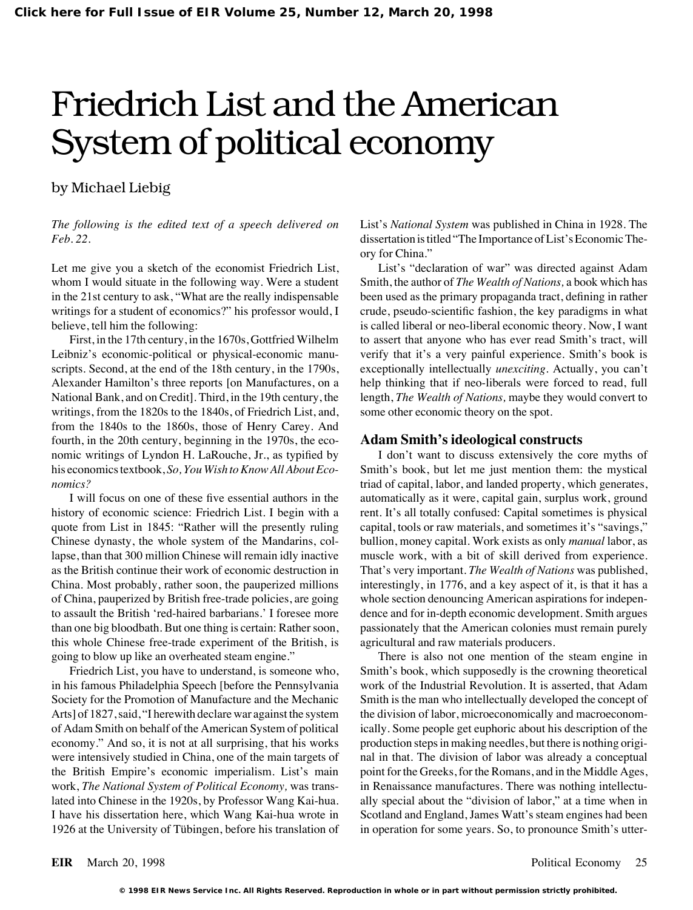# Friedrich List and the American System of political economy

by Michael Liebig

*The following is the edited text of a speech delivered on Feb. 22.*

Let me give you a sketch of the economist Friedrich List, whom I would situate in the following way. Were a student in the 21st century to ask, "What are the really indispensable writings for a student of economics?" his professor would, I believe, tell him the following:

First, in the 17th century, in the 1670s, Gottfried Wilhelm Leibniz's economic-political or physical-economic manuscripts. Second, at the end of the 18th century, in the 1790s, Alexander Hamilton's three reports [on Manufactures, on a National Bank, and on Credit]. Third, in the 19th century, the writings, from the 1820s to the 1840s, of Friedrich List, and, from the 1840s to the 1860s, those of Henry Carey. And fourth, in the 20th century, beginning in the 1970s, the economic writings of Lyndon H. LaRouche, Jr., as typified by his economics textbook, *So, You Wish to Know All About Economics?*

I will focus on one of these five essential authors in the history of economic science: Friedrich List. I begin with a quote from List in 1845: "Rather will the presently ruling Chinese dynasty, the whole system of the Mandarins, collapse, than that 300 million Chinese will remain idly inactive as the British continue their work of economic destruction in China. Most probably, rather soon, the pauperized millions of China, pauperized by British free-trade policies, are going to assault the British 'red-haired barbarians.' I foresee more than one big bloodbath. But one thing is certain: Rather soon, this whole Chinese free-trade experiment of the British, is going to blow up like an overheated steam engine."

Friedrich List, you have to understand, is someone who, in his famous Philadelphia Speech [before the Pennsylvania Society for the Promotion of Manufacture and the Mechanic Arts] of 1827, said, "I herewith declare war against the system of Adam Smith on behalf of the American System of political economy." And so, it is not at all surprising, that his works were intensively studied in China, one of the main targets of the British Empire's economic imperialism. List's main work, *The National System of Political Economy,* was translated into Chinese in the 1920s, by Professor Wang Kai-hua. I have his dissertation here, which Wang Kai-hua wrote in 1926 at the University of Tübingen, before his translation of List's *National System* was published in China in 1928. The dissertation is titled "The Importance of List's Economic Theory for China."

List's "declaration of war" was directed against Adam Smith, the author of *The Wealth of Nations,* a book which has been used as the primary propaganda tract, defining in rather crude, pseudo-scientific fashion, the key paradigms in what is called liberal or neo-liberal economic theory. Now, I want to assert that anyone who has ever read Smith's tract, will verify that it's a very painful experience. Smith's book is exceptionally intellectually *unexciting*. Actually, you can't help thinking that if neo-liberals were forced to read, full length, *The Wealth of Nations,* maybe they would convert to some other economic theory on the spot.

## Adam Smith's ideological constructs

I don't want to discuss extensively the core myths of Smith's book, but let me just mention them: the mystical triad of capital, labor, and landed property, which generates, automatically as it were, capital gain, surplus work, ground rent. It's all totally confused: Capital sometimes is physical capital, tools or raw materials, and sometimes it's "savings," bullion, money capital. Work exists as only *manual* labor, as muscle work, with a bit of skill derived from experience. That's very important. *The Wealth of Nations* was published, interestingly, in 1776, and a key aspect of it, is that it has a whole section denouncing American aspirations for independence and for in-depth economic development. Smith argues passionately that the American colonies must remain purely agricultural and raw materials producers.

There is also not one mention of the steam engine in Smith's book, which supposedly is the crowning theoretical work of the Industrial Revolution. It is asserted, that Adam Smith is the man who intellectually developed the concept of the division of labor, microeconomically and macroeconomically. Some people get euphoric about his description of the production steps in making needles, but there is nothing original in that. The division of labor was already a conceptual point for the Greeks, for the Romans, and in the Middle Ages, in Renaissance manufactures. There was nothing intellectually special about the "division of labor," at a time when in Scotland and England, James Watt's steam engines had been in operation for some years. So, to pronounce Smith's utter-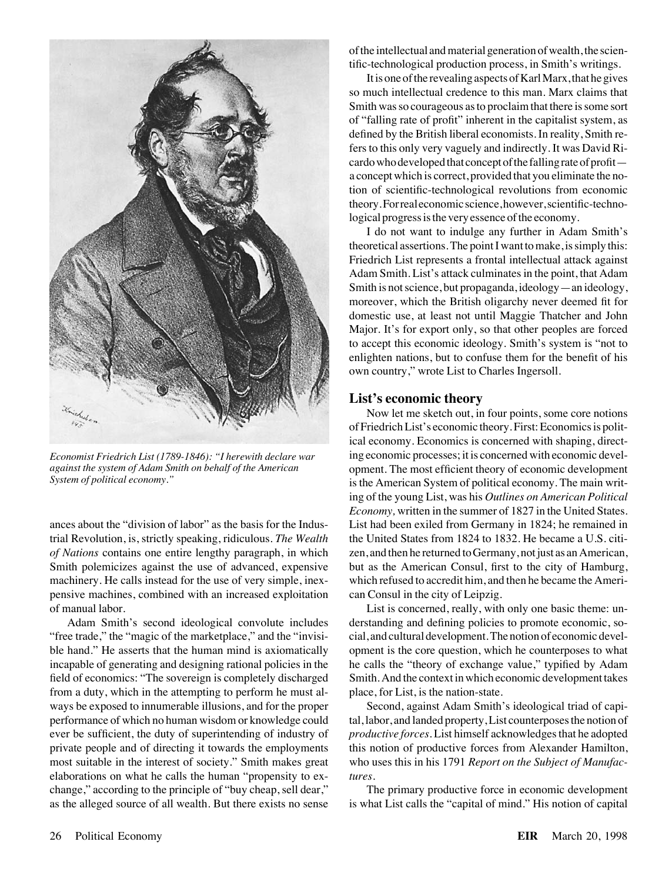*Economist Friedrich List (1789-1846): "I herewith declare war against the system of Adam Smith on behalf of the American System of political economy."*

ances about the "division of labor" as the basis for the Industrial Revolution, is, strictly speaking, ridiculous. *The Wealth of Nations* contains one entire lengthy paragraph, in which Smith polemicizes against the use of advanced, expensive machinery. He calls instead for the use of very simple, inexpensive machines, combined with an increased exploitation of manual labor.

Adam Smith's second ideological convolute includes "free trade," the "magic of the marketplace," and the "invisible hand." He asserts that the human mind is axiomatically incapable of generating and designing rational policies in the field of economics: "The sovereign is completely discharged from a duty, which in the attempting to perform he must always be exposed to innumerable illusions, and for the proper performance of which no human wisdom or knowledge could ever be sufficient, the duty of superintending of industry of private people and of directing it towards the employments most suitable in the interest of society." Smith makes great elaborations on what he calls the human "propensity to exchange," according to the principle of "buy cheap, sell dear," as the alleged source of all wealth. But there exists no sense of the intellectual and material generation of wealth, the scientific-technological production process, in Smith's writings.

It is one of the revealing aspects of Karl Marx, that he gives so much intellectual credence to this man. Marx claims that Smith was so courageous as to proclaim that there is some sort of "falling rate of profit" inherent in the capitalist system, as defined by the British liberal economists. In reality, Smith refers to this only very vaguely and indirectly. It was David Ricardo who developed that concept of the falling rate of profit—a concept which is correct, provided that you eliminate the notion of scientific-technological revolutions from economic theory. For real economic science, however, scientific-technological progress is the very essence of the economy.

I do not want to indulge any further in Adam Smith's theoretical assertions. The point I want to make, is simply this: Friedrich List represents a frontal intellectual attack against Adam Smith. List's attack culminates in the point, that Adam Smith is not science, but propaganda, ideology—an ideology, moreover, which the British oligarchy never deemed fit for domestic use, at least not until Maggie Thatcher and John Major. It's for export only, so that other peoples are forced to accept this economic ideology. Smith's system is "not to enlighten nations, but to confuse them for the benefit of his own country," wrote List to Charles Ingersoll.

## List's economic theory

Now let me sketch out, in four points, some core notions of Friedrich List's economic theory. First: Economics is political economy. Economics is concerned with shaping, directing economic processes; it is concerned with economic development. The most efficient theory of economic development is the American System of political economy. The main writing of the young List, was his *Outlines on American Political Economy,* written in the summer of 1827 in the United States. List had been exiled from Germany in 1824; he remained in the United States from 1824 to 1832. He became a U.S. citizen, and then he returned to Germany, not just as an American, but as the American Consul, first to the city of Hamburg, which refused to accredit him, and then he became the American Consul in the city of Leipzig.

List is concerned, really, with only one basic theme: understanding and defining policies to promote economic, social, and cultural development. The notion of economic development is the core question, which he counterposes to what he calls the "theory of exchange value," typified by Adam Smith. And the context in which economic development takes place, for List, is the nation-state.

Second, against Adam Smith's ideological triad of capital, labor, and landed property, List counterposes the notion of *productive forces*. List himself acknowledges that he adopted this notion of productive forces from Alexander Hamilton, who uses this in his 1791 *Report on the Subject of Manufactures*.

The primary productive force in economic development is what List calls the "capital of mind." His notion of capital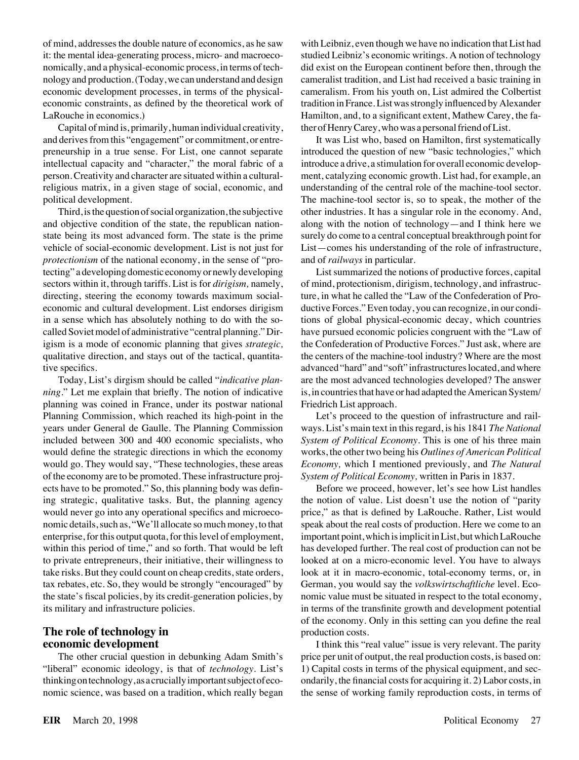of mind, addresses the double nature of economics, as he saw it: the mental idea-generating process, micro- and macroeconomically, and a physical-economic process, in terms of technology and production. (Today, we can understand and design economic development processes, in terms of the physical-economic constraints, as defined by the theoretical work of LaRouche in economics.)

Capital of mind is, primarily, human individual creativity, and derives from this "engagement" or commitment, or entrepreneurship in a true sense. For List, one cannot separate intellectual capacity and "character," the moral fabric of a person. Creativity and character are situated within a cultural-religious matrix, in a given stage of social, economic, and political development.

Third, is the question of social organization, the subjective and objective condition of the state, the republican nation-state being its most advanced form. The state is the prime vehicle of social-economic development. List is not just for *protectionism* of the national economy, in the sense of "protecting" a developing domestic economy or newly developing sectors within it, through tariffs. List is for *dirigism,* namely, directing, steering the economy towards maximum social-economic and cultural development. List endorses dirigism in a sense which has absolutely nothing to do with the so-called Soviet model of administrative "central planning." Dirigism is a mode of economic planning that gives *strategic,* qualitative direction, and stays out of the tactical, quantitative specifics.

Today, List's dirgism should be called "*indicative planning*." Let me explain that briefly. The notion of indicative planning was coined in France, under its postwar national Planning Commission, which reached its high-point in the years under General de Gaulle. The Planning Commission included between 300 and 400 economic specialists, who would define the strategic directions in which the economy would go. They would say, "These technologies, these areas of the economy are to be promoted. These infrastructure projects have to be promoted." So, this planning body was defining strategic, qualitative tasks. But, the planning agency would never go into any operational specifics and microeconomic details, such as, "We'll allocate so much money, to that enterprise, for this output quota, for this level of employment, within this period of time," and so forth. That would be left to private entrepreneurs, their initiative, their willingness to take risks. But they could count on cheap credits, state orders, tax rebates, etc. So, they would be strongly "encouraged" by the state's fiscal policies, by its credit-generation policies, by its military and infrastructure policies.

## The role of technology in economic development

The other crucial question in debunking Adam Smith's "liberal" economic ideology, is that of *technology*. List's thinking on technology, as a crucially important subject of economic science, was based on a tradition, which really began with Leibniz, even though we have no indication that List had studied Leibniz's economic writings. A notion of technology did exist on the European continent before then, through the cameralist tradition, and List had received a basic training in cameralism. From his youth on, List admired the Colbertist tradition in France. List was strongly influenced by Alexander Hamilton, and, to a significant extent, Mathew Carey, the father of Henry Carey, who was a personal friend of List.

It was List who, based on Hamilton, first systematically introduced the question of new "basic technologies," which introduce a drive, a stimulation for overall economic development, catalyzing economic growth. List had, for example, an understanding of the central role of the machine-tool sector. The machine-tool sector is, so to speak, the mother of the other industries. It has a singular role in the economy. And, along with the notion of technology—and I think here we surely do come to a central conceptual breakthrough point for List—comes his understanding of the role of infrastructure, and of *railways* in particular.

List summarized the notions of productive forces, capital of mind, protectionism, dirigism, technology, and infrastructure, in what he called the "Law of the Confederation of Productive Forces." Even today, you can recognize, in our conditions of global physical-economic decay, which countries have pursued economic policies congruent with the "Law of the Confederation of Productive Forces." Just ask, where are the centers of the machine-tool industry? Where are the most advanced "hard" and "soft" infrastructures located, and where are the most advanced technologies developed? The answer is, in countries that have or had adapted the American System/Friedrich List approach.

Let's proceed to the question of infrastructure and railways. List's main text in this regard, is his 1841 *The National System of Political Economy*. This is one of his three main works, the other two being his *Outlines of American Political Economy,* which I mentioned previously, and *The Natural System of Political Economy,* written in Paris in 1837.

Before we proceed, however, let's see how List handles the notion of value. List doesn't use the notion of "parity price," as that is defined by LaRouche. Rather, List would speak about the real costs of production. Here we come to an important point, which is implicit in List, but which LaRouche has developed further. The real cost of production can not be looked at on a micro-economic level. You have to always look at it in macro-economic, total-economy terms, or, in German, you would say the *volkswirtschaftliche* level. Economic value must be situated in respect to the total economy, in terms of the transfinite growth and development potential of the economy. Only in this setting can you define the real production costs.

I think this "real value" issue is very relevant. The parity price per unit of output, the real production costs, is based on: 1) Capital costs in terms of the physical equipment, and secondarily, the financial costs for acquiring it. 2) Labor costs, in the sense of working family reproduction costs, in terms of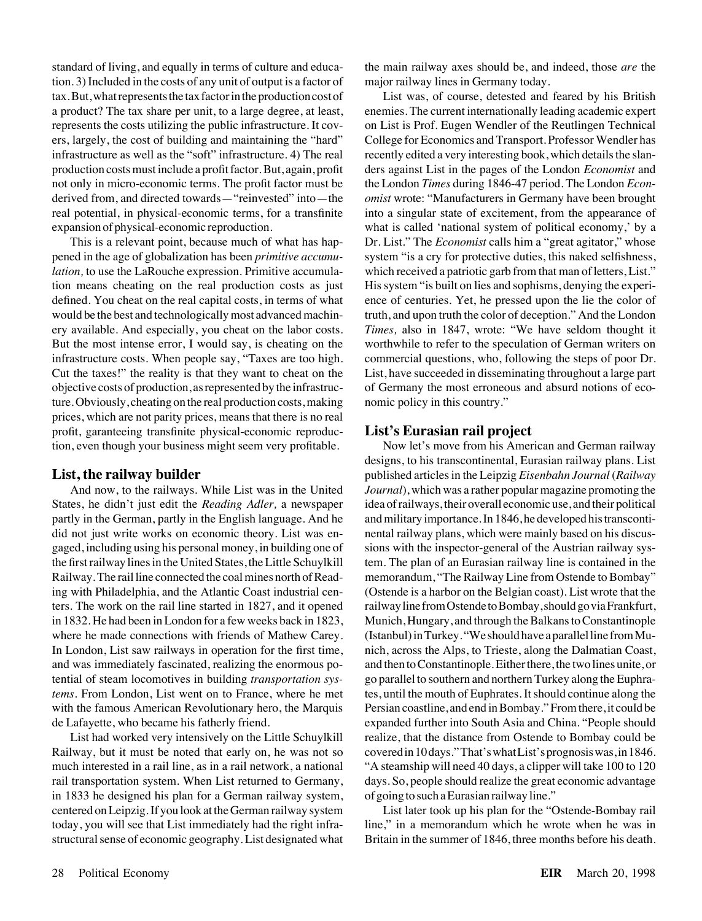standard of living, and equally in terms of culture and education. 3) Included in the costs of any unit of output is a factor of tax. But, what represents the tax factor in the production cost of a product? The tax share per unit, to a large degree, at least, represents the costs utilizing the public infrastructure. It covers, largely, the cost of building and maintaining the "hard" infrastructure as well as the "soft" infrastructure. 4) The real production costs must include a profit factor. But, again, profit not only in micro-economic terms. The profit factor must be derived from, and directed towards—"reinvested" into—the real potential, in physical-economic terms, for a transfinite expansion of physical-economic reproduction.

This is a relevant point, because much of what has happened in the age of globalization has been *primitive accumulation,* to use the LaRouche expression. Primitive accumulation means cheating on the real production costs as just defined. You cheat on the real capital costs, in terms of what would be the best and technologically most advanced machinery available. And especially, you cheat on the labor costs. But the most intense error, I would say, is cheating on the infrastructure costs. When people say, "Taxes are too high. Cut the taxes!" the reality is that they want to cheat on the objective costs of production, as represented by the infrastructure. Obviously, cheating on the real production costs, making prices, which are not parity prices, means that there is no real profit, garanteeing transfinite physical-economic reproduction, even though your business might seem very profitable.

## List, the railway builder

And now, to the railways. While List was in the United States, he didn't just edit the *Reading Adler,* a newspaper partly in the German, partly in the English language. And he did not just write works on economic theory. List was engaged, including using his personal money, in building one of the first railway lines in the United States, the Little Schuylkill Railway. The rail line connected the coal mines north of Reading with Philadelphia, and the Atlantic Coast industrial centers. The work on the rail line started in 1827, and it opened in 1832. He had been in London for a few weeks back in 1823, where he made connections with friends of Mathew Carey. In London, List saw railways in operation for the first time, and was immediately fascinated, realizing the enormous potential of steam locomotives in building *transportation systems*. From London, List went on to France, where he met with the famous American Revolutionary hero, the Marquis de Lafayette, who became his fatherly friend.

List had worked very intensively on the Little Schuylkill Railway, but it must be noted that early on, he was not so much interested in a rail line, as in a rail network, a national rail transportation system. When List returned to Germany, in 1833 he designed his plan for a German railway system, centered on Leipzig. If you look at the German railway system today, you will see that List immediately had the right infrastructural sense of economic geography. List designated what the main railway axes should be, and indeed, those *are* the major railway lines in Germany today.

List was, of course, detested and feared by his British enemies. The current internationally leading academic expert on List is Prof. Eugen Wendler of the Reutlingen Technical College for Economics and Transport. Professor Wendler has recently edited a very interesting book, which details the slanders against List in the pages of the London *Economist* and the London *Times* during 1846-47 period. The London *Economist* wrote: "Manufacturers in Germany have been brought into a singular state of excitement, from the appearance of what is called 'national system of political economy,' by a Dr. List." The *Economist* calls him a "great agitator," whose system "is a cry for protective duties, this naked selfishness, which received a patriotic garb from that man of letters, List." His system "is built on lies and sophisms, denying the experience of centuries. Yet, he pressed upon the lie the color of truth, and upon truth the color of deception." And the London *Times,* also in 1847, wrote: "We have seldom thought it worthwhile to refer to the speculation of German writers on commercial questions, who, following the steps of poor Dr. List, have succeeded in disseminating throughout a large part of Germany the most erroneous and absurd notions of economic policy in this country."

## List's Eurasian rail project

Now let's move from his American and German railway designs, to his transcontinental, Eurasian railway plans. List published articles in the Leipzig *Eisenbahn Journal* (*Railway Journal*), which was a rather popular magazine promoting the idea of railways, their overall economic use, and their political and military importance. In 1846, he developed his transcontinental railway plans, which were mainly based on his discussions with the inspector-general of the Austrian railway system. The plan of an Eurasian railway line is contained in the memorandum, "The Railway Line from Ostende to Bombay" (Ostende is a harbor on the Belgian coast). List wrote that the railway line from Ostende to Bombay, should go via Frankfurt, Munich, Hungary, and through the Balkans to Constantinople (Istanbul) in Turkey. "We should have a parallel line from Munich, across the Alps, to Trieste, along the Dalmatian Coast, and then to Constantinople. Either there, the two lines unite, or go parallel to southern and northern Turkey along the Euphrates, until the mouth of Euphrates. It should continue along the Persian coastline, and end in Bombay." From there, it could be expanded further into South Asia and China. "People should realize, that the distance from Ostende to Bombay could be covered in 10 days." That's what List's prognosis was, in 1846. "A steamship will need 40 days, a clipper will take 100 to 120 days. So, people should realize the great economic advantage of going to such a Eurasian railway line."

List later took up his plan for the "Ostende-Bombay rail line," in a memorandum which he wrote when he was in Britain in the summer of 1846, three months before his death.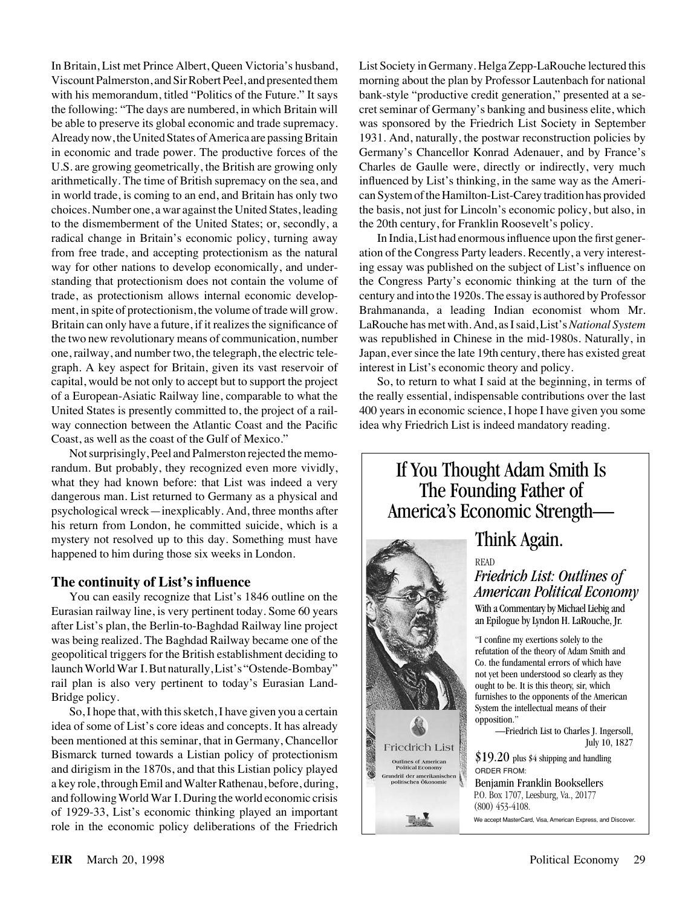In Britain, List met Prince Albert, Queen Victoria's husband, Viscount Palmerston, and Sir Robert Peel, and presented them with his memorandum, titled "Politics of the Future." It says the following: "The days are numbered, in which Britain will be able to preserve its global economic and trade supremacy. Already now, the United States of America are passing Britain in economic and trade power. The productive forces of the U.S. are growing geometrically, the British are growing only arithmetically. The time of British supremacy on the sea, and in world trade, is coming to an end, and Britain has only two choices. Number one, a war against the United States, leading to the dismemberment of the United States; or, secondly, a radical change in Britain's economic policy, turning away from free trade, and accepting protectionism as the natural way for other nations to develop economically, and understanding that protectionism does not contain the volume of trade, as protectionism allows internal economic development, in spite of protectionism, the volume of trade will grow. Britain can only have a future, if it realizes the significance of the two new revolutionary means of communication, number one, railway, and number two, the telegraph, the electric telegraph. A key aspect for Britain, given its vast reservoir of capital, would be not only to accept but to support the project of a European-Asiatic Railway line, comparable to what the United States is presently committed to, the project of a railway connection between the Atlantic Coast and the Pacific Coast, as well as the coast of the Gulf of Mexico."

Not surprisingly, Peel and Palmerston rejected the memorandum. But probably, they recognized even more vividly, what they had known before: that List was indeed a very dangerous man. List returned to Germany as a physical and psychological wreck—inexplicably. And, three months after his return from London, he committed suicide, which is a mystery not resolved up to this day. Something must have happened to him during those six weeks in London.

### The continuity of List's influence

You can easily recognize that List's 1846 outline on the Eurasian railway line, is very pertinent today. Some 60 years after List's plan, the Berlin-to-Baghdad Railway line project was being realized. The Baghdad Railway became one of the geopolitical triggers for the British establishment deciding to launch World War I. But naturally, List's "Ostende-Bombay" rail plan is also very pertinent to today's Eurasian Land-Bridge policy.

So, I hope that, with this sketch, I have given you a certain idea of some of List's core ideas and concepts. It has already been mentioned at this seminar, that in Germany, Chancellor Bismarck turned towards a Listian policy of protectionism and dirigism in the 1870s, and that this Listian policy played a key role, through Emil and Walter Rathenau, before, during, and following World War I. During the world economic crisis of 1929-33, List's economic thinking played an important role in the economic policy deliberations of the Friedrich List Society in Germany. Helga Zepp-LaRouche lectured this morning about the plan by Professor Lautenbach for national bank-style "productive credit generation," presented at a secret seminar of Germany's banking and business elite, which was sponsored by the Friedrich List Society in September 1931. And, naturally, the postwar reconstruction policies by Germany's Chancellor Konrad Adenauer, and by France's Charles de Gaulle were, directly or indirectly, very much influenced by List's thinking, in the same way as the American System of the Hamilton-List-Carey tradition has provided the basis, not just for Lincoln's economic policy, but also, in the 20th century, for Franklin Roosevelt's policy.

In India, List had enormous influence upon the first generation of the Congress Party leaders. Recently, a very interesting essay was published on the subject of List's influence on the Congress Party's economic thinking at the turn of the century and into the 1920s. The essay is authored by Professor Brahmananda, a leading Indian economist whom Mr. LaRouche has met with. And, as I said, List's *National System* was republished in Chinese in the mid-1980s. Naturally, in Japan, ever since the late 19th century, there has existed great interest in List's economic theory and policy.

So, to return to what I said at the beginning, in terms of the really essential, indispensable contributions over the last 400 years in economic science, I hope I have given you some idea why Friedrich List is indeed mandatory reading.

---

## If You Thought Adam Smith Is The Founding Father of America's Economic Strength—

## Think Again.

READ

***Friedrich List: Outlines of American Political Economy***

With a Commentary by Michael Liebig and an Epilogue by Lyndon H. LaRouche, Jr.

"I confine my exertions solely to the refutation of the theory of Adam Smith and Co. the fundamental errors of which have not yet been understood so clearly as they ought to be. It is this theory, sir, which furnishes to the opponents of the American System the intellectual means of their opposition."

—Friedrich List to Charles J. Ingersoll, July 10, 1827

Friedrich List
Outlines of American Political Economy
Grundriß der amerikanischen politischen Ökonomie

$19.20 plus $4 shipping and handling

ORDER FROM:

Benjamin Franklin Booksellers
P.O. Box 1707, Leesburg, Va., 20177
(800) 453-4108.

We accept MasterCard, Visa, American Express, and Discover.